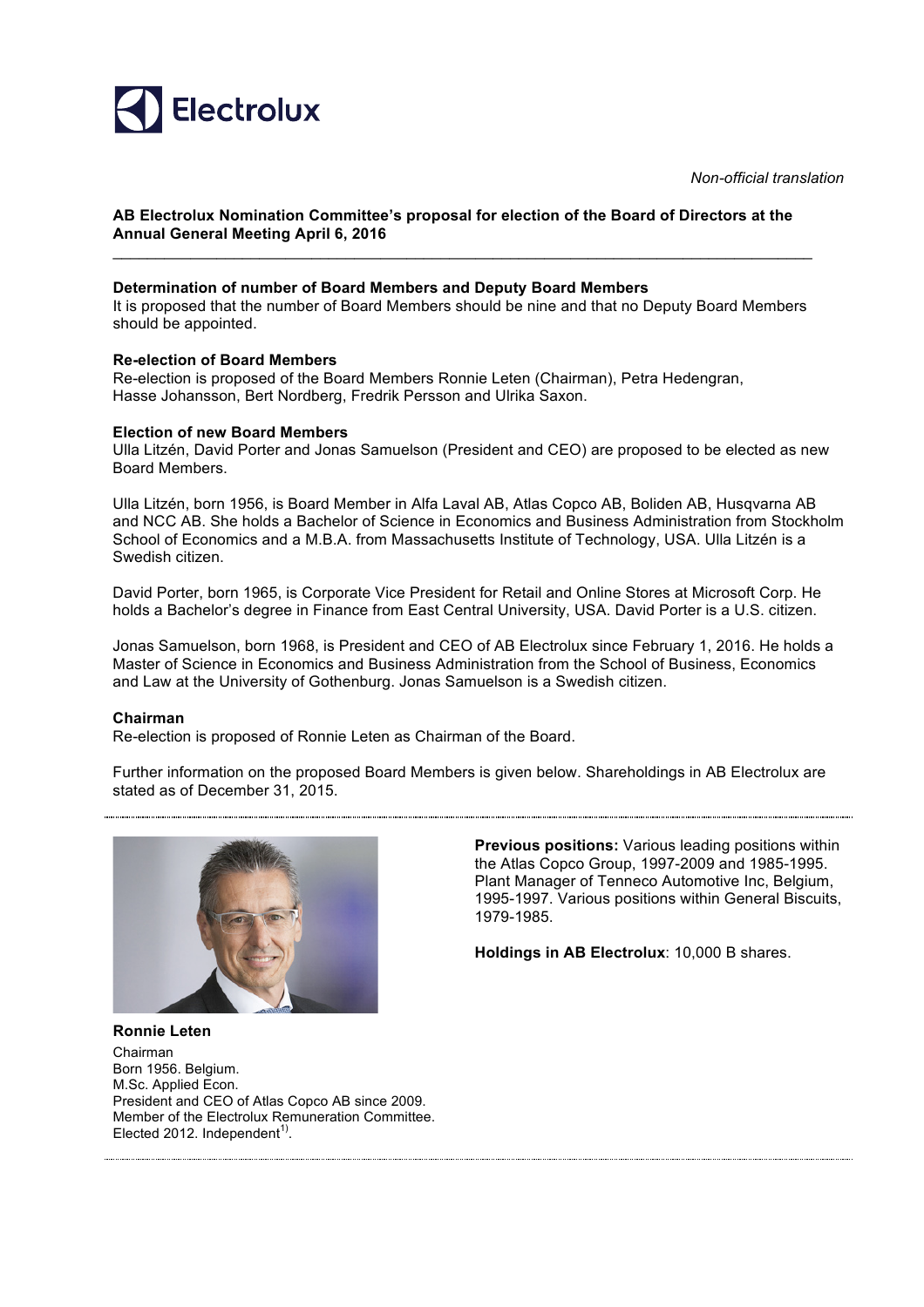*Non-official translation*

**AB Electrolux Nomination Committee's proposal for election of the Board of Directors at the Annual General Meeting April 6, 2016**

---

### Determination of number of Board Members and Deputy Board Members

It is proposed that the number of Board Members should be nine and that no Deputy Board Members should be appointed.

### Re-election of Board Members

Re-election is proposed of the Board Members Ronnie Leten (Chairman), Petra Hedengran, Hasse Johansson, Bert Nordberg, Fredrik Persson and Ulrika Saxon.

### Election of new Board Members

Ulla Litzén, David Porter and Jonas Samuelson (President and CEO) are proposed to be elected as new Board Members.

Ulla Litzén, born 1956, is Board Member in Alfa Laval AB, Atlas Copco AB, Boliden AB, Husqvarna AB and NCC AB. She holds a Bachelor of Science in Economics and Business Administration from Stockholm School of Economics and a M.B.A. from Massachusetts Institute of Technology, USA. Ulla Litzén is a Swedish citizen.

David Porter, born 1965, is Corporate Vice President for Retail and Online Stores at Microsoft Corp. He holds a Bachelor's degree in Finance from East Central University, USA. David Porter is a U.S. citizen.

Jonas Samuelson, born 1968, is President and CEO of AB Electrolux since February 1, 2016. He holds a Master of Science in Economics and Business Administration from the School of Business, Economics and Law at the University of Gothenburg. Jonas Samuelson is a Swedish citizen.

### Chairman

Re-election is proposed of Ronnie Leten as Chairman of the Board.

Further information on the proposed Board Members is given below. Shareholdings in AB Electrolux are stated as of December 31, 2015.

---

**Ronnie Leten**
Chairman
Born 1956. Belgium.
M.Sc. Applied Econ.
President and CEO of Atlas Copco AB since 2009.
Member of the Electrolux Remuneration Committee.
Elected 2012. Independent[1)].

**Previous positions:** Various leading positions within the Atlas Copco Group, 1997-2009 and 1985-1995. Plant Manager of Tenneco Automotive Inc, Belgium, 1995-1997. Various positions within General Biscuits, 1979-1985.

**Holdings in AB Electrolux**: 10,000 B shares.

---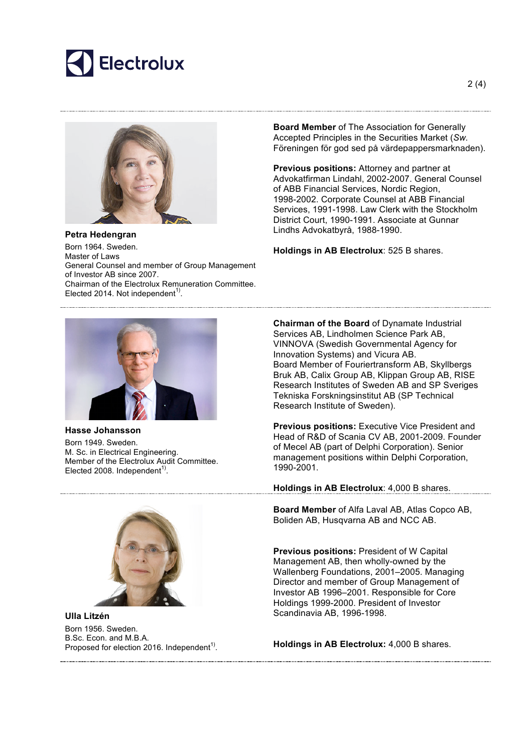### Petra Hedengran

Born 1964. Sweden.
Master of Laws
General Counsel and member of Group Management of Investor AB since 2007.
Chairman of the Electrolux Remuneration Committee.
Elected 2014. Not independent[1].

**Board Member** of The Association for Generally Accepted Principles in the Securities Market (*Sw.* Föreningen för god sed på värdepappersmarknaden).

**Previous positions:** Attorney and partner at Advokatfirman Lindahl, 2002-2007. General Counsel of ABB Financial Services, Nordic Region, 1998-2002. Corporate Counsel at ABB Financial Services, 1991-1998. Law Clerk with the Stockholm District Court, 1990-1991. Associate at Gunnar Lindhs Advokatbyrå, 1988-1990.

**Holdings in AB Electrolux**: 525 B shares.

### Hasse Johansson

Born 1949. Sweden.
M. Sc. in Electrical Engineering.
Member of the Electrolux Audit Committee.
Elected 2008. Independent[1].

**Chairman of the Board** of Dynamate Industrial Services AB, Lindholmen Science Park AB, VINNOVA (Swedish Governmental Agency for Innovation Systems) and Vicura AB.
Board Member of Fouriertransform AB, Skyllbergs Bruk AB, Calix Group AB, Klippan Group AB, RISE Research Institutes of Sweden AB and SP Sveriges Tekniska Forskningsinstitut AB (SP Technical Research Institute of Sweden).

**Previous positions:** Executive Vice President and Head of R&D of Scania CV AB, 2001-2009. Founder of Mecel AB (part of Delphi Corporation). Senior management positions within Delphi Corporation, 1990-2001.

**Holdings in AB Electrolux**: 4,000 B shares.

### Ulla Litzén

Born 1956. Sweden.
B.Sc. Econ. and M.B.A.
Proposed for election 2016. Independent[1].

**Board Member** of Alfa Laval AB, Atlas Copco AB, Boliden AB, Husqvarna AB and NCC AB.

**Previous positions:** President of W Capital Management AB, then wholly-owned by the Wallenberg Foundations, 2001–2005. Managing Director and member of Group Management of Investor AB 1996–2001. Responsible for Core Holdings 1999-2000. President of Investor Scandinavia AB, 1996-1998.

**Holdings in AB Electrolux:** 4,000 B shares.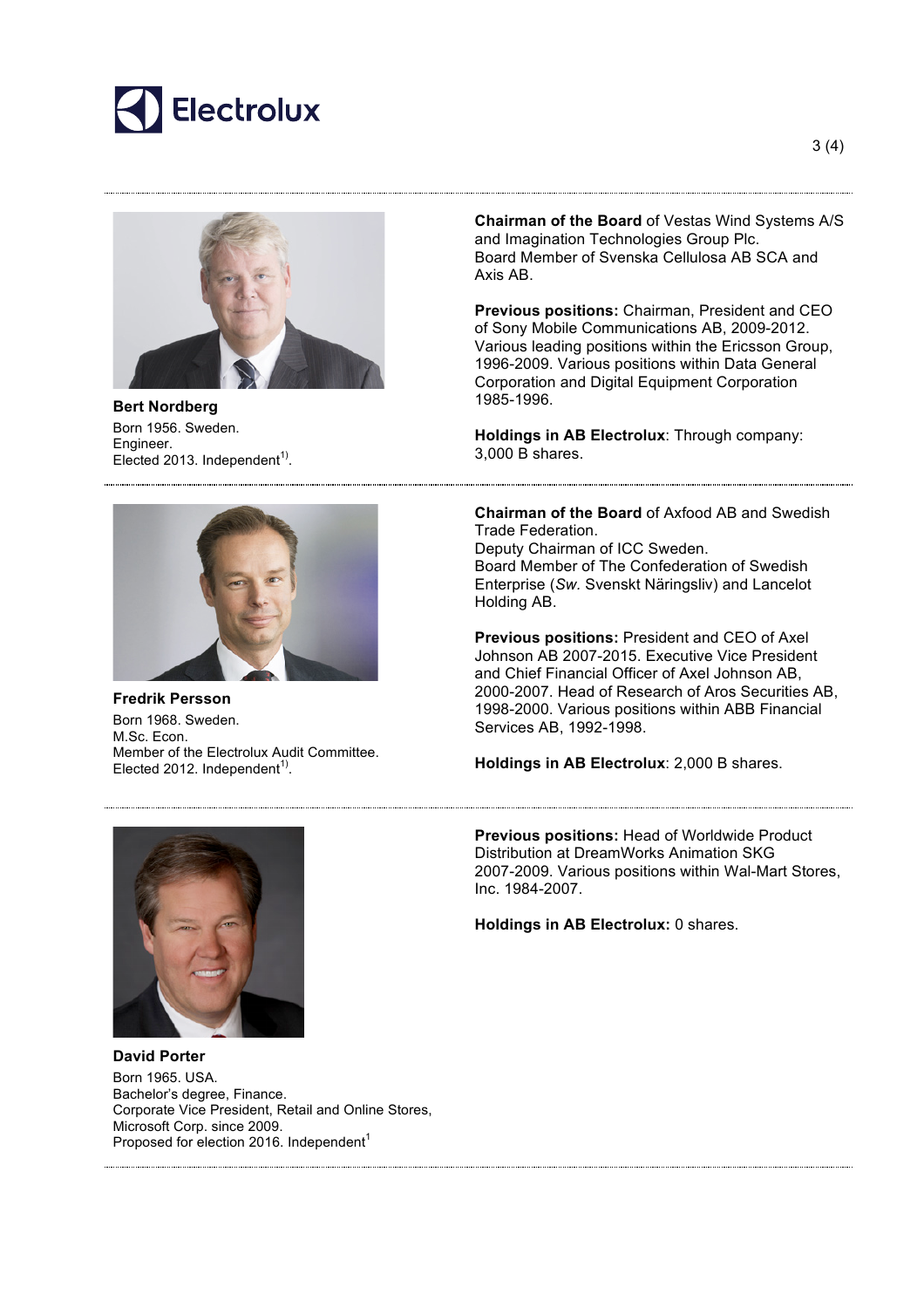**Bert Nordberg**
Born 1956. Sweden.
Engineer.
Elected 2013. Independent[1)].

**Chairman of the Board** of Vestas Wind Systems A/S and Imagination Technologies Group Plc.
Board Member of Svenska Cellulosa AB SCA and Axis AB.

**Previous positions:** Chairman, President and CEO of Sony Mobile Communications AB, 2009-2012. Various leading positions within the Ericsson Group, 1996-2009. Various positions within Data General Corporation and Digital Equipment Corporation 1985-1996.

**Holdings in AB Electrolux**: Through company: 3,000 B shares.

---

**Fredrik Persson**
Born 1968. Sweden.
M.Sc. Econ.
Member of the Electrolux Audit Committee.
Elected 2012. Independent[1)].

**Chairman of the Board** of Axfood AB and Swedish Trade Federation.
Deputy Chairman of ICC Sweden.
Board Member of The Confederation of Swedish Enterprise (*Sw.* Svenskt Näringsliv) and Lancelot Holding AB.

**Previous positions:** President and CEO of Axel Johnson AB 2007-2015. Executive Vice President and Chief Financial Officer of Axel Johnson AB, 2000-2007. Head of Research of Aros Securities AB, 1998-2000. Various positions within ABB Financial Services AB, 1992-1998.

**Holdings in AB Electrolux**: 2,000 B shares.

---

**David Porter**
Born 1965. USA.
Bachelor's degree, Finance.
Corporate Vice President, Retail and Online Stores, Microsoft Corp. since 2009.
Proposed for election 2016. Independent[1]

**Previous positions:** Head of Worldwide Product Distribution at DreamWorks Animation SKG 2007-2009. Various positions within Wal-Mart Stores, Inc. 1984-2007.

**Holdings in AB Electrolux:** 0 shares.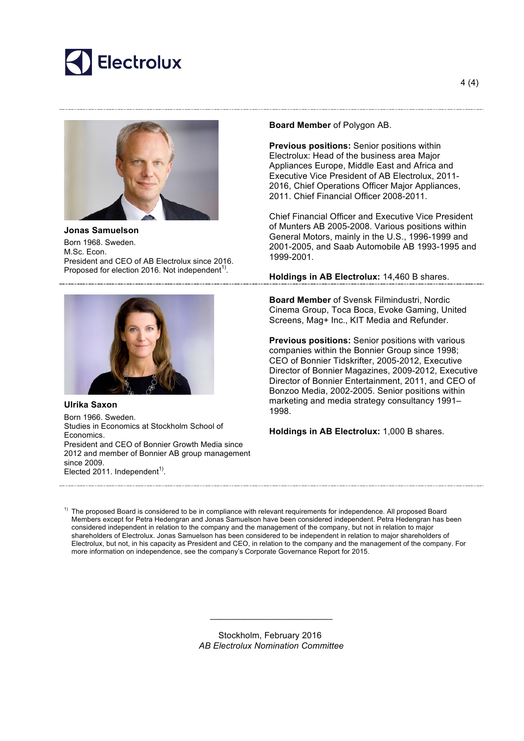**Jonas Samuelson**
Born 1968. Sweden.
M.Sc. Econ.
President and CEO of AB Electrolux since 2016.
Proposed for election 2016. Not independent[1].

**Board Member** of Polygon AB.

**Previous positions:** Senior positions within Electrolux: Head of the business area Major Appliances Europe, Middle East and Africa and Executive Vice President of AB Electrolux, 2011-2016, Chief Operations Officer Major Appliances, 2011. Chief Financial Officer 2008-2011.

Chief Financial Officer and Executive Vice President of Munters AB 2005-2008. Various positions within General Motors, mainly in the U.S., 1996-1999 and 2001-2005, and Saab Automobile AB 1993-1995 and 1999-2001.

**Holdings in AB Electrolux:** 14,460 B shares.

---

**Ulrika Saxon**
Born 1966. Sweden.
Studies in Economics at Stockholm School of Economics.
President and CEO of Bonnier Growth Media since 2012 and member of Bonnier AB group management since 2009.
Elected 2011. Independent[1].

**Board Member** of Svensk Filmindustri, Nordic Cinema Group, Toca Boca, Evoke Gaming, United Screens, Mag+ Inc., KIT Media and Refunder.

**Previous positions:** Senior positions with various companies within the Bonnier Group since 1998; CEO of Bonnier Tidskrifter, 2005-2012, Executive Director of Bonnier Magazines, 2009-2012, Executive Director of Bonnier Entertainment, 2011, and CEO of Bonzoo Media, 2002-2005. Senior positions within marketing and media strategy consultancy 1991–1998.

**Holdings in AB Electrolux:** 1,000 B shares.

---

[1] The proposed Board is considered to be in compliance with relevant requirements for independence. All proposed Board Members except for Petra Hedengran and Jonas Samuelson have been considered independent. Petra Hedengran has been considered independent in relation to the company and the management of the company, but not in relation to major shareholders of Electrolux. Jonas Samuelson has been considered to be independent in relation to major shareholders of Electrolux, but not, in his capacity as President and CEO, in relation to the company and the management of the company. For more information on independence, see the company's Corporate Governance Report for 2015.

---

Stockholm, February 2016
*AB Electrolux Nomination Committee*